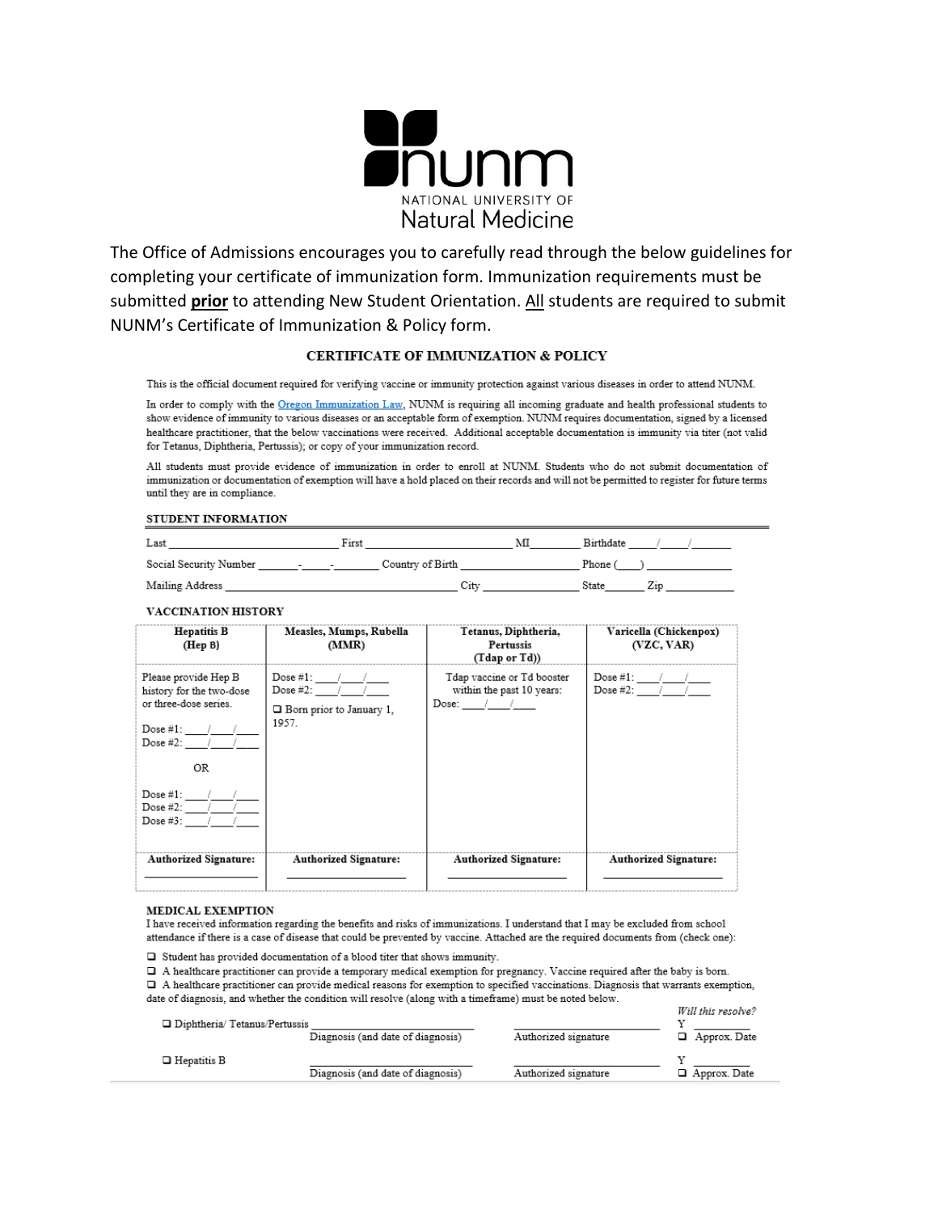NATIONAL UNIVERSITY OF Natural Medicine

The Office of Admissions encourages you to carefully read through the below guidelines for completing your certificate of immunization form. Immunization requirements must be submitted **prior** to attending New Student Orientation. All students are required to submit NUNM's Certificate of Immunization & Policy form.

## CERTIFICATE OF IMMUNIZATION & POLICY

This is the official document required for verifying vaccine or immunity protection against various diseases in order to attend NUNM.

In order to comply with the Oregon Immunization Law, NUNM is requiring all incoming graduate and health professional students to show evidence of immunity to various diseases or an acceptable form of exemption. NUNM requires documentation, signed by a licensed healthcare practitioner, that the below vaccinations were received. Additional acceptable documentation is immunity via titer (not valid for Tetanus, Diphtheria, Pertussis); or copy of your immunization record.

All students must provide evidence of immunization in order to enroll at NUNM. Students who do not submit documentation of immunization or documentation of exemption will have a hold placed on their records and will not be permitted to register for future terms until they are in compliance.

### STUDENT INFORMATION

Last ____________ First ____________ MI ______ Birthdate ____/____/______

Social Security Number ______-____-______ Country of Birth ____________ Phone (___) __________

Mailing Address ______________________ City ____________ State ______ Zip ________

### VACCINATION HISTORY

| Hepatitis B (Hep B) | Measles, Mumps, Rubella (MMR) | Tetanus, Diphtheria, Pertussis (Tdap or Td)) | Varicella (Chickenpox) (VZC, VAR) |
|---|---|---|---|
| Please provide Hep B history for the two-dose or three-dose series.<br><br>Dose #1: ___/___/___<br>Dose #2: ___/___/___<br><br>OR<br><br>Dose #1: ___/___/___<br>Dose #2: ___/___/___<br>Dose #3: ___/___/___ | Dose #1: ___/___/___<br>Dose #2: ___/___/___<br><br>❑ Born prior to January 1, 1957. | Tdap vaccine or Td booster within the past 10 years:<br>Dose: ___/___/___ | Dose #1: ___/___/___<br>Dose #2: ___/___/___ |
| **Authorized Signature:** ____________ | **Authorized Signature:** ____________ | **Authorized Signature:** ____________ | **Authorized Signature:** ____________ |

### MEDICAL EXEMPTION

I have received information regarding the benefits and risks of immunizations. I understand that I may be excluded from school attendance if there is a case of disease that could be prevented by vaccine. Attached are the required documents from (check one):

❑ Student has provided documentation of a blood titer that shows immunity.

❑ A healthcare practitioner can provide a temporary medical exemption for pregnancy. Vaccine required after the baby is born.

❑ A healthcare practitioner can provide medical reasons for exemption to specified vaccinations. Diagnosis that warrants exemption, date of diagnosis, and whether the condition will resolve (along with a timeframe) must be noted below.

| | | | *Will this resolve?* |
|---|---|---|---|
| ❑ Diphtheria/ Tetanus/Pertussis | ____________<br>Diagnosis (and date of diagnosis) | ____________<br>Authorized signature | Y ________<br>❑ Approx. Date |
| ❑ Hepatitis B | ____________<br>Diagnosis (and date of diagnosis) | ____________<br>Authorized signature | Y ________<br>❑ Approx. Date |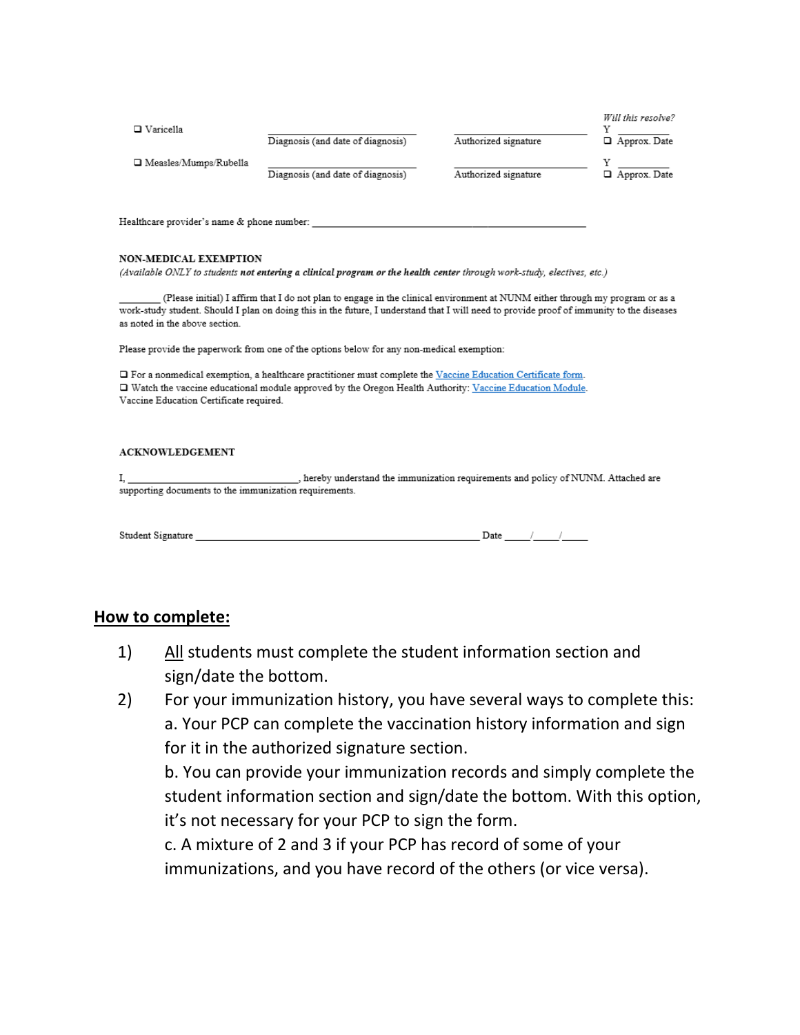| | | | *Will this resolve?* |
|---|---|---|---|
| ❑ Varicella | ____________________ Diagnosis (and date of diagnosis) | ____________________ Authorized signature | Y __________ ❑ Approx. Date |
| ❑ Measles/Mumps/Rubella | ____________________ Diagnosis (and date of diagnosis) | ____________________ Authorized signature | Y __________ ❑ Approx. Date |

Healthcare provider's name & phone number: ____________________________________________________

**NON-MEDICAL EXEMPTION**

*(Available ONLY to students **not entering a clinical program or the health center** through work-study, electives, etc.)*

________ (Please initial) I affirm that I do not plan to engage in the clinical environment at NUNM either through my program or as a work-study student. Should I plan on doing this in the future, I understand that I will need to provide proof of immunity to the diseases as noted in the above section.

Please provide the paperwork from one of the options below for any non-medical exemption:

❑ For a nonmedical exemption, a healthcare practitioner must complete the Vaccine Education Certificate form.
❑ Watch the vaccine educational module approved by the Oregon Health Authority: Vaccine Education Module.
Vaccine Education Certificate required.

**ACKNOWLEDGEMENT**

I, ________________________________, hereby understand the immunization requirements and policy of NUNM. Attached are supporting documents to the immunization requirements.

Student Signature ____________________________________________________ Date _____/_____/_____

**How to complete:**

1) All students must complete the student information section and sign/date the bottom.
2) For your immunization history, you have several ways to complete this:
   a. Your PCP can complete the vaccination history information and sign for it in the authorized signature section.
   b. You can provide your immunization records and simply complete the student information section and sign/date the bottom. With this option, it's not necessary for your PCP to sign the form.
   c. A mixture of 2 and 3 if your PCP has record of some of your immunizations, and you have record of the others (or vice versa).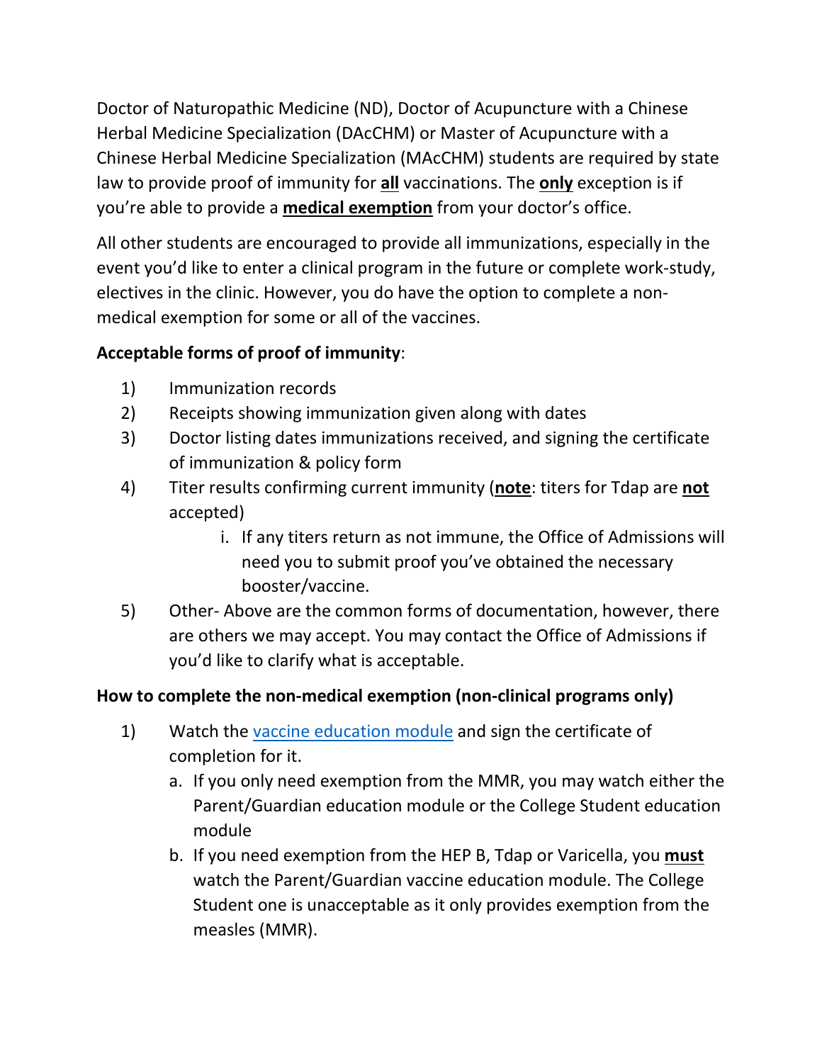Doctor of Naturopathic Medicine (ND), Doctor of Acupuncture with a Chinese Herbal Medicine Specialization (DAcCHM) or Master of Acupuncture with a Chinese Herbal Medicine Specialization (MAcCHM) students are required by state law to provide proof of immunity for **all** vaccinations. The **only** exception is if you're able to provide a **medical exemption** from your doctor's office.

All other students are encouraged to provide all immunizations, especially in the event you'd like to enter a clinical program in the future or complete work-study, electives in the clinic. However, you do have the option to complete a non-medical exemption for some or all of the vaccines.

**Acceptable forms of proof of immunity**:

1) Immunization records
2) Receipts showing immunization given along with dates
3) Doctor listing dates immunizations received, and signing the certificate of immunization & policy form
4) Titer results confirming current immunity (**note**: titers for Tdap are **not** accepted)
    i. If any titers return as not immune, the Office of Admissions will need you to submit proof you've obtained the necessary booster/vaccine.
5) Other- Above are the common forms of documentation, however, there are others we may accept. You may contact the Office of Admissions if you'd like to clarify what is acceptable.

**How to complete the non-medical exemption (non-clinical programs only)**

1) Watch the vaccine education module and sign the certificate of completion for it.
    a. If you only need exemption from the MMR, you may watch either the Parent/Guardian education module or the College Student education module
    b. If you need exemption from the HEP B, Tdap or Varicella, you **must** watch the Parent/Guardian vaccine education module. The College Student one is unacceptable as it only provides exemption from the measles (MMR).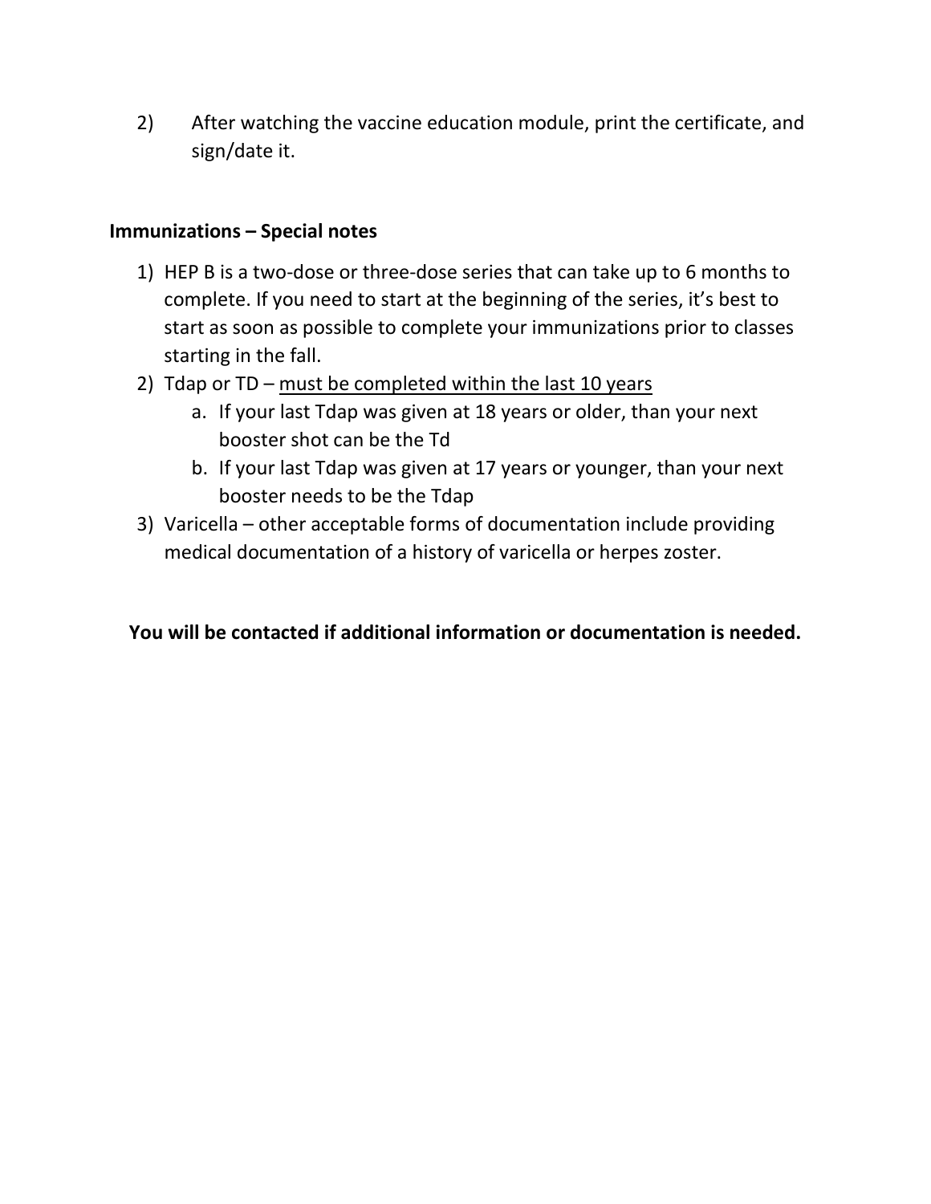2) After watching the vaccine education module, print the certificate, and sign/date it.

**Immunizations – Special notes**

1) HEP B is a two-dose or three-dose series that can take up to 6 months to complete. If you need to start at the beginning of the series, it's best to start as soon as possible to complete your immunizations prior to classes starting in the fall.
2) Tdap or TD – <u>must be completed within the last 10 years</u>
   a. If your last Tdap was given at 18 years or older, than your next booster shot can be the Td
   b. If your last Tdap was given at 17 years or younger, than your next booster needs to be the Tdap
3) Varicella – other acceptable forms of documentation include providing medical documentation of a history of varicella or herpes zoster.

**You will be contacted if additional information or documentation is needed.**